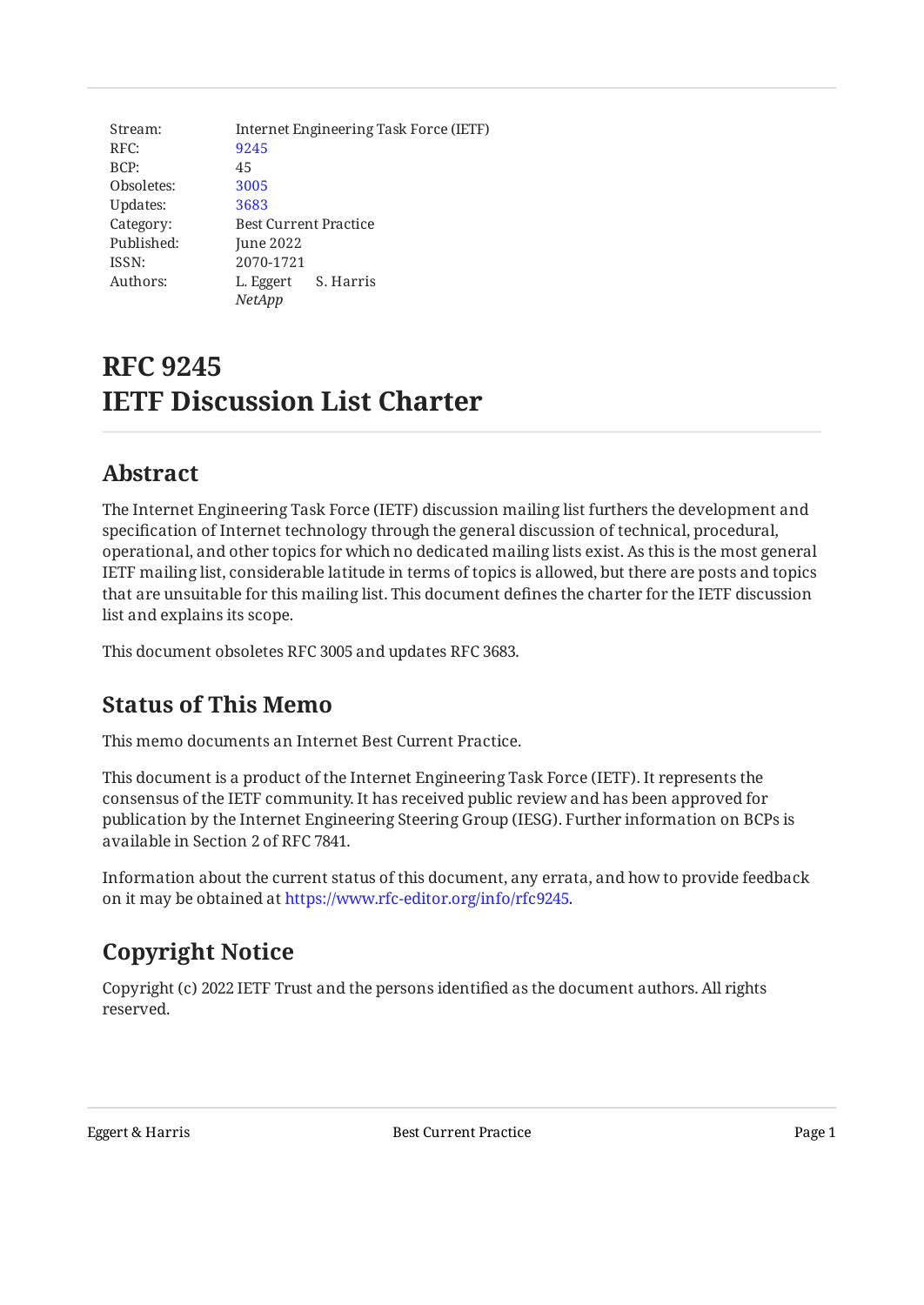| | |
|---|---|
| Stream: | Internet Engineering Task Force (IETF) |
| RFC: | 9245 |
| BCP: | 45 |
| Obsoletes: | 3005 |
| Updates: | 3683 |
| Category: | Best Current Practice |
| Published: | June 2022 |
| ISSN: | 2070-1721 |
| Authors: | L. Eggert S. Harris |
| | *NetApp* |

# RFC 9245
# IETF Discussion List Charter

## Abstract

The Internet Engineering Task Force (IETF) discussion mailing list furthers the development and specification of Internet technology through the general discussion of technical, procedural, operational, and other topics for which no dedicated mailing lists exist. As this is the most general IETF mailing list, considerable latitude in terms of topics is allowed, but there are posts and topics that are unsuitable for this mailing list. This document defines the charter for the IETF discussion list and explains its scope.

This document obsoletes RFC 3005 and updates RFC 3683.

## Status of This Memo

This memo documents an Internet Best Current Practice.

This document is a product of the Internet Engineering Task Force (IETF). It represents the consensus of the IETF community. It has received public review and has been approved for publication by the Internet Engineering Steering Group (IESG). Further information on BCPs is available in Section 2 of RFC 7841.

Information about the current status of this document, any errata, and how to provide feedback on it may be obtained at https://www.rfc-editor.org/info/rfc9245.

## Copyright Notice

Copyright (c) 2022 IETF Trust and the persons identified as the document authors. All rights reserved.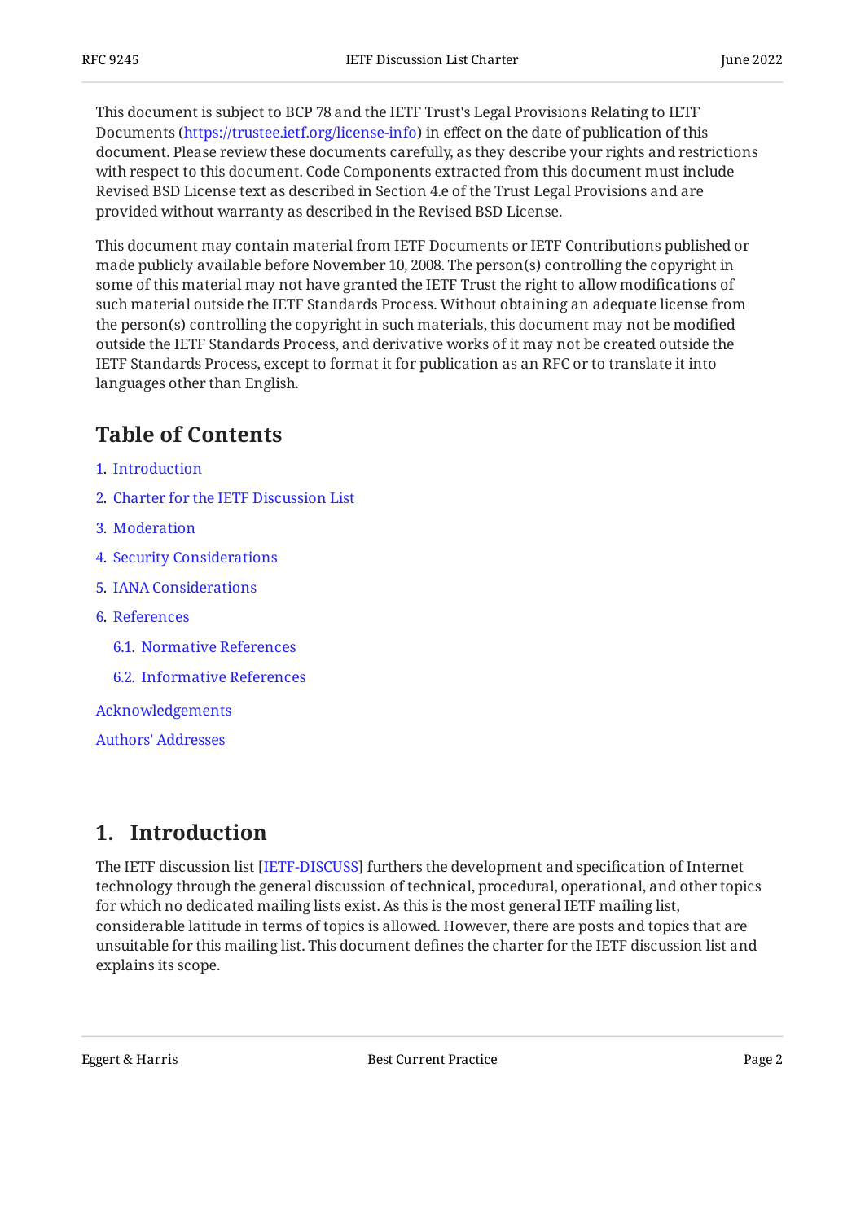This document is subject to BCP 78 and the IETF Trust's Legal Provisions Relating to IETF Documents (https://trustee.ietf.org/license-info) in effect on the date of publication of this document. Please review these documents carefully, as they describe your rights and restrictions with respect to this document. Code Components extracted from this document must include Revised BSD License text as described in Section 4.e of the Trust Legal Provisions and are provided without warranty as described in the Revised BSD License.

This document may contain material from IETF Documents or IETF Contributions published or made publicly available before November 10, 2008. The person(s) controlling the copyright in some of this material may not have granted the IETF Trust the right to allow modifications of such material outside the IETF Standards Process. Without obtaining an adequate license from the person(s) controlling the copyright in such materials, this document may not be modified outside the IETF Standards Process, and derivative works of it may not be created outside the IETF Standards Process, except to format it for publication as an RFC or to translate it into languages other than English.

## Table of Contents

1. Introduction
2. Charter for the IETF Discussion List
3. Moderation
4. Security Considerations
5. IANA Considerations
6. References
   - 6.1. Normative References
   - 6.2. Informative References

Acknowledgements

Authors' Addresses

## 1. Introduction

The IETF discussion list [IETF-DISCUSS] furthers the development and specification of Internet technology through the general discussion of technical, procedural, operational, and other topics for which no dedicated mailing lists exist. As this is the most general IETF mailing list, considerable latitude in terms of topics is allowed. However, there are posts and topics that are unsuitable for this mailing list. This document defines the charter for the IETF discussion list and explains its scope.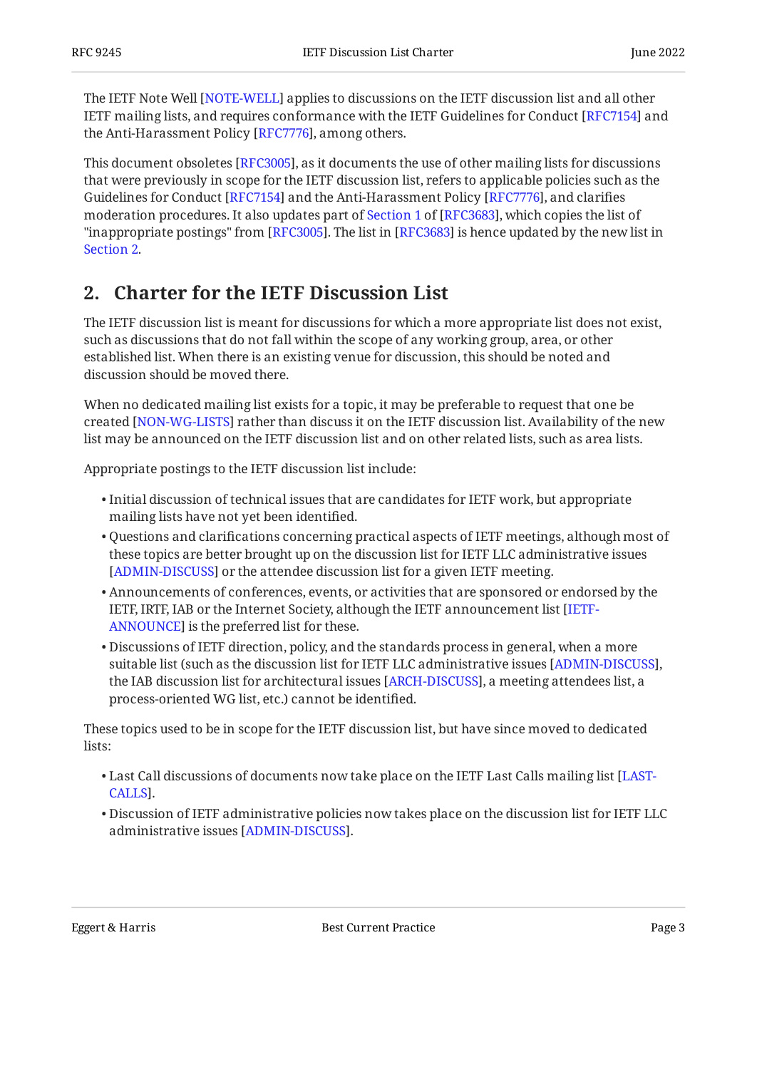The IETF Note Well [NOTE-WELL] applies to discussions on the IETF discussion list and all other IETF mailing lists, and requires conformance with the IETF Guidelines for Conduct [RFC7154] and the Anti-Harassment Policy [RFC7776], among others.

This document obsoletes [RFC3005], as it documents the use of other mailing lists for discussions that were previously in scope for the IETF discussion list, refers to applicable policies such as the Guidelines for Conduct [RFC7154] and the Anti-Harassment Policy [RFC7776], and clarifies moderation procedures. It also updates part of Section 1 of [RFC3683], which copies the list of "inappropriate postings" from [RFC3005]. The list in [RFC3683] is hence updated by the new list in Section 2.

## 2. Charter for the IETF Discussion List

The IETF discussion list is meant for discussions for which a more appropriate list does not exist, such as discussions that do not fall within the scope of any working group, area, or other established list. When there is an existing venue for discussion, this should be noted and discussion should be moved there.

When no dedicated mailing list exists for a topic, it may be preferable to request that one be created [NON-WG-LISTS] rather than discuss it on the IETF discussion list. Availability of the new list may be announced on the IETF discussion list and on other related lists, such as area lists.

Appropriate postings to the IETF discussion list include:

- Initial discussion of technical issues that are candidates for IETF work, but appropriate mailing lists have not yet been identified.
- Questions and clarifications concerning practical aspects of IETF meetings, although most of these topics are better brought up on the discussion list for IETF LLC administrative issues [ADMIN-DISCUSS] or the attendee discussion list for a given IETF meeting.
- Announcements of conferences, events, or activities that are sponsored or endorsed by the IETF, IRTF, IAB or the Internet Society, although the IETF announcement list [IETF-ANNOUNCE] is the preferred list for these.
- Discussions of IETF direction, policy, and the standards process in general, when a more suitable list (such as the discussion list for IETF LLC administrative issues [ADMIN-DISCUSS], the IAB discussion list for architectural issues [ARCH-DISCUSS], a meeting attendees list, a process-oriented WG list, etc.) cannot be identified.

These topics used to be in scope for the IETF discussion list, but have since moved to dedicated lists:

- Last Call discussions of documents now take place on the IETF Last Calls mailing list [LAST-CALLS].
- Discussion of IETF administrative policies now takes place on the discussion list for IETF LLC administrative issues [ADMIN-DISCUSS].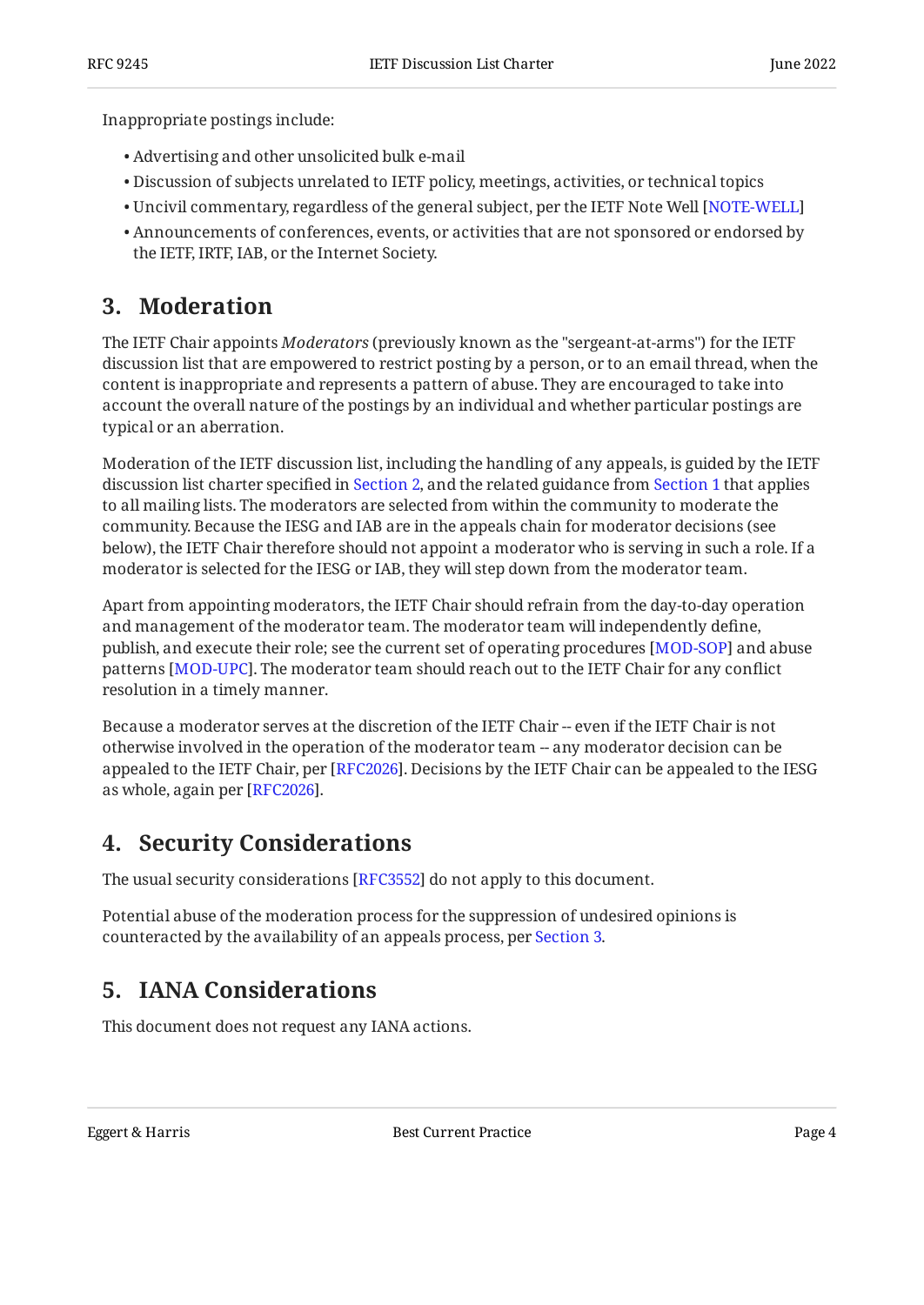Inappropriate postings include:

- Advertising and other unsolicited bulk e-mail
- Discussion of subjects unrelated to IETF policy, meetings, activities, or technical topics
- Uncivil commentary, regardless of the general subject, per the IETF Note Well [NOTE-WELL]
- Announcements of conferences, events, or activities that are not sponsored or endorsed by the IETF, IRTF, IAB, or the Internet Society.

## 3. Moderation

The IETF Chair appoints *Moderators* (previously known as the "sergeant-at-arms") for the IETF discussion list that are empowered to restrict posting by a person, or to an email thread, when the content is inappropriate and represents a pattern of abuse. They are encouraged to take into account the overall nature of the postings by an individual and whether particular postings are typical or an aberration.

Moderation of the IETF discussion list, including the handling of any appeals, is guided by the IETF discussion list charter specified in Section 2, and the related guidance from Section 1 that applies to all mailing lists. The moderators are selected from within the community to moderate the community. Because the IESG and IAB are in the appeals chain for moderator decisions (see below), the IETF Chair therefore should not appoint a moderator who is serving in such a role. If a moderator is selected for the IESG or IAB, they will step down from the moderator team.

Apart from appointing moderators, the IETF Chair should refrain from the day-to-day operation and management of the moderator team. The moderator team will independently define, publish, and execute their role; see the current set of operating procedures [MOD-SOP] and abuse patterns [MOD-UPC]. The moderator team should reach out to the IETF Chair for any conflict resolution in a timely manner.

Because a moderator serves at the discretion of the IETF Chair -- even if the IETF Chair is not otherwise involved in the operation of the moderator team -- any moderator decision can be appealed to the IETF Chair, per [RFC2026]. Decisions by the IETF Chair can be appealed to the IESG as whole, again per [RFC2026].

## 4. Security Considerations

The usual security considerations [RFC3552] do not apply to this document.

Potential abuse of the moderation process for the suppression of undesired opinions is counteracted by the availability of an appeals process, per Section 3.

## 5. IANA Considerations

This document does not request any IANA actions.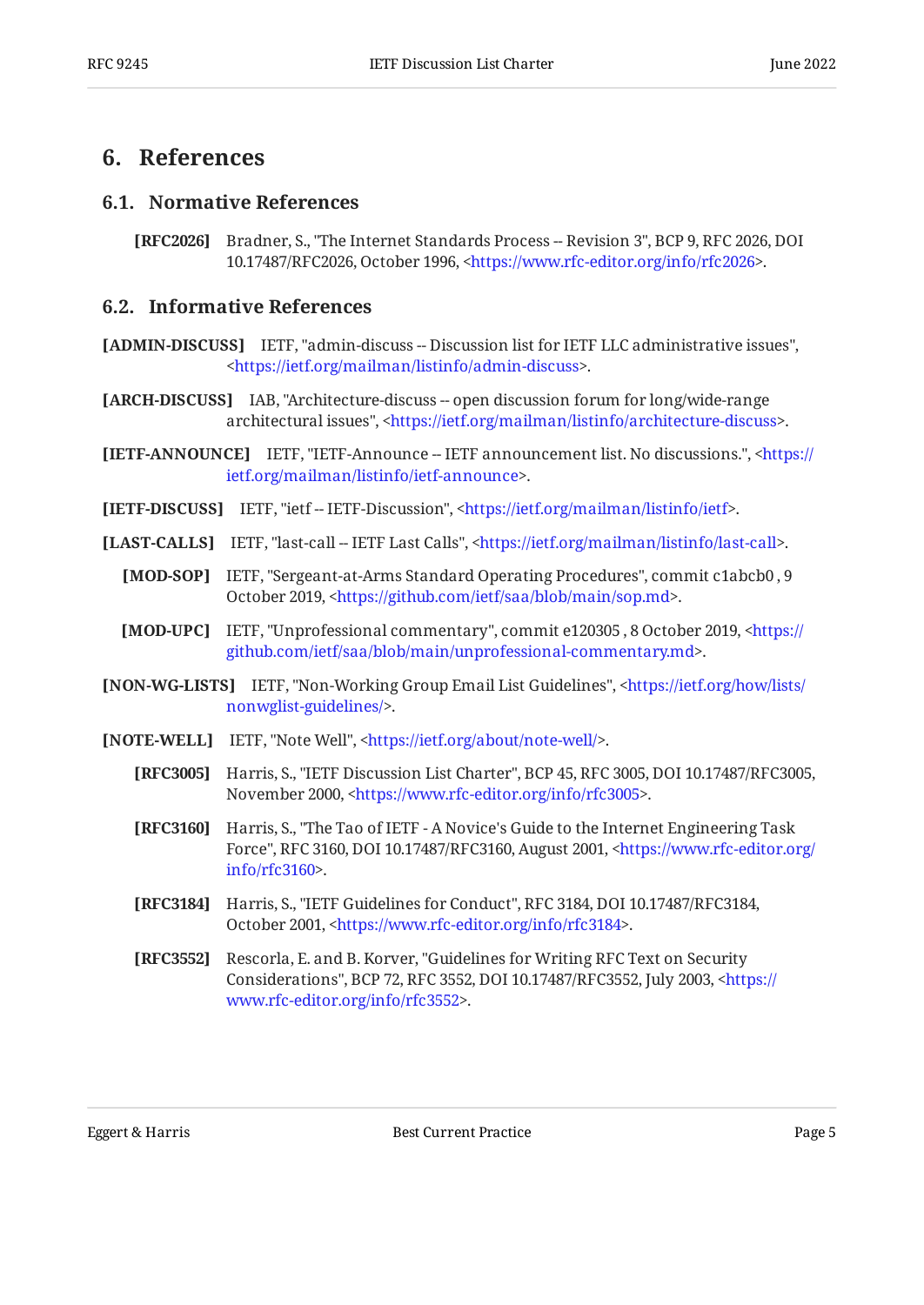# 6. References

## 6.1. Normative References

**[RFC2026]** Bradner, S., "The Internet Standards Process -- Revision 3", BCP 9, RFC 2026, DOI 10.17487/RFC2026, October 1996, <https://www.rfc-editor.org/info/rfc2026>.

## 6.2. Informative References

**[ADMIN-DISCUSS]** IETF, "admin-discuss -- Discussion list for IETF LLC administrative issues", <https://ietf.org/mailman/listinfo/admin-discuss>.

**[ARCH-DISCUSS]** IAB, "Architecture-discuss -- open discussion forum for long/wide-range architectural issues", <https://ietf.org/mailman/listinfo/architecture-discuss>.

**[IETF-ANNOUNCE]** IETF, "IETF-Announce -- IETF announcement list. No discussions.", <https://ietf.org/mailman/listinfo/ietf-announce>.

**[IETF-DISCUSS]** IETF, "ietf -- IETF-Discussion", <https://ietf.org/mailman/listinfo/ietf>.

**[LAST-CALLS]** IETF, "last-call -- IETF Last Calls", <https://ietf.org/mailman/listinfo/last-call>.

**[MOD-SOP]** IETF, "Sergeant-at-Arms Standard Operating Procedures", commit c1abcb0 , 9 October 2019, <https://github.com/ietf/saa/blob/main/sop.md>.

**[MOD-UPC]** IETF, "Unprofessional commentary", commit e120305 , 8 October 2019, <https://github.com/ietf/saa/blob/main/unprofessional-commentary.md>.

**[NON-WG-LISTS]** IETF, "Non-Working Group Email List Guidelines", <https://ietf.org/how/lists/nonwglist-guidelines/>.

**[NOTE-WELL]** IETF, "Note Well", <https://ietf.org/about/note-well/>.

**[RFC3005]** Harris, S., "IETF Discussion List Charter", BCP 45, RFC 3005, DOI 10.17487/RFC3005, November 2000, <https://www.rfc-editor.org/info/rfc3005>.

**[RFC3160]** Harris, S., "The Tao of IETF - A Novice's Guide to the Internet Engineering Task Force", RFC 3160, DOI 10.17487/RFC3160, August 2001, <https://www.rfc-editor.org/info/rfc3160>.

**[RFC3184]** Harris, S., "IETF Guidelines for Conduct", RFC 3184, DOI 10.17487/RFC3184, October 2001, <https://www.rfc-editor.org/info/rfc3184>.

**[RFC3552]** Rescorla, E. and B. Korver, "Guidelines for Writing RFC Text on Security Considerations", BCP 72, RFC 3552, DOI 10.17487/RFC3552, July 2003, <https://www.rfc-editor.org/info/rfc3552>.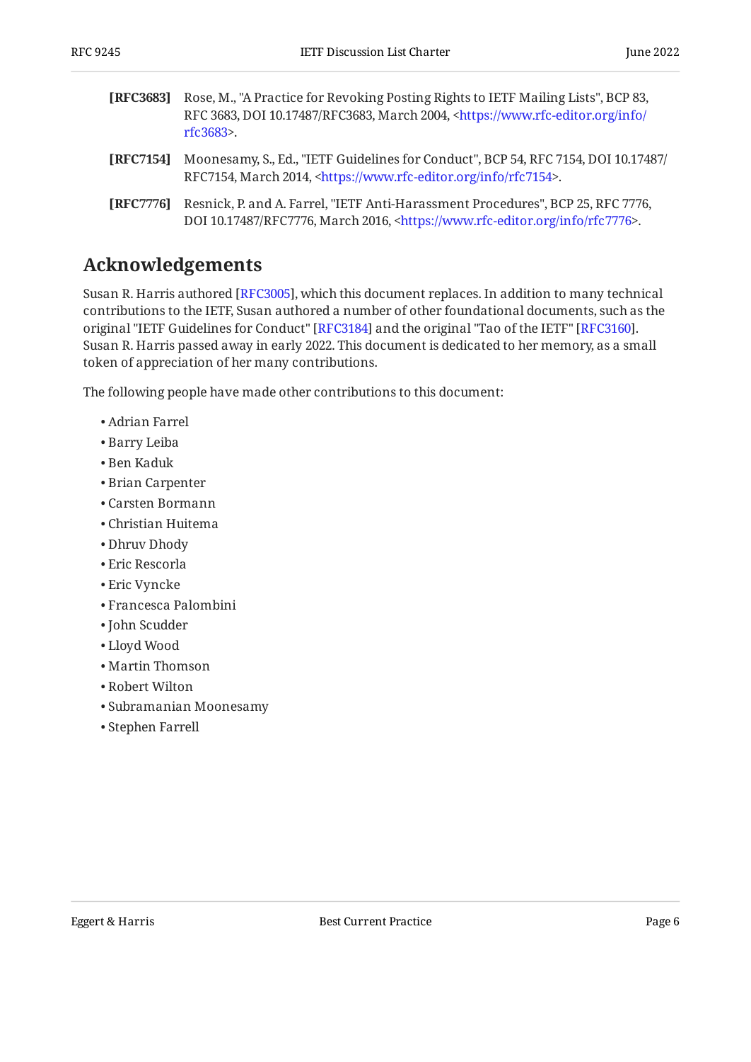**[RFC3683]** Rose, M., "A Practice for Revoking Posting Rights to IETF Mailing Lists", BCP 83, RFC 3683, DOI 10.17487/RFC3683, March 2004, <https://www.rfc-editor.org/info/rfc3683>.

**[RFC7154]** Moonesamy, S., Ed., "IETF Guidelines for Conduct", BCP 54, RFC 7154, DOI 10.17487/RFC7154, March 2014, <https://www.rfc-editor.org/info/rfc7154>.

**[RFC7776]** Resnick, P. and A. Farrel, "IETF Anti-Harassment Procedures", BCP 25, RFC 7776, DOI 10.17487/RFC7776, March 2016, <https://www.rfc-editor.org/info/rfc7776>.

## Acknowledgements

Susan R. Harris authored [RFC3005], which this document replaces. In addition to many technical contributions to the IETF, Susan authored a number of other foundational documents, such as the original "IETF Guidelines for Conduct" [RFC3184] and the original "Tao of the IETF" [RFC3160]. Susan R. Harris passed away in early 2022. This document is dedicated to her memory, as a small token of appreciation of her many contributions.

The following people have made other contributions to this document:

- Adrian Farrel
- Barry Leiba
- Ben Kaduk
- Brian Carpenter
- Carsten Bormann
- Christian Huitema
- Dhruv Dhody
- Eric Rescorla
- Eric Vyncke
- Francesca Palombini
- John Scudder
- Lloyd Wood
- Martin Thomson
- Robert Wilton
- Subramanian Moonesamy
- Stephen Farrell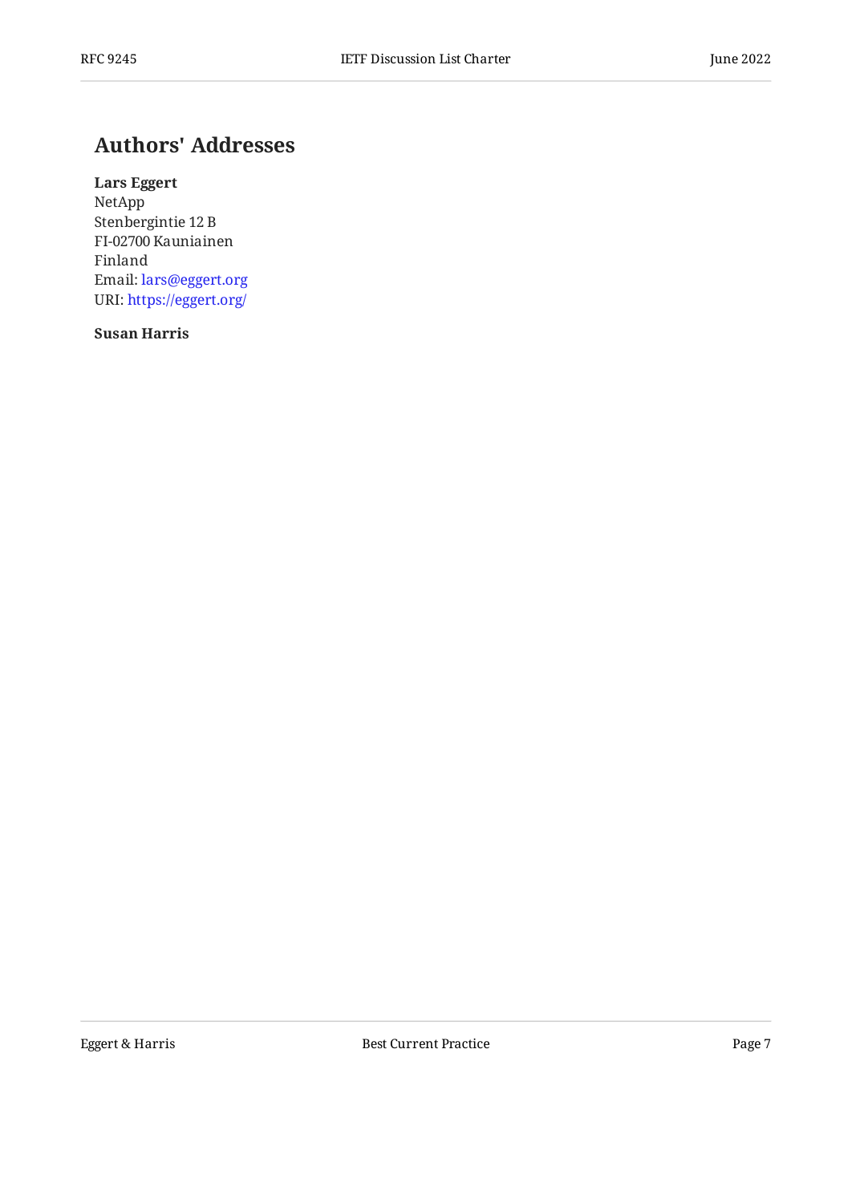## Authors' Addresses

**Lars Eggert**
NetApp
Stenbergintie 12 B
FI-02700 Kauniainen
Finland
Email: lars@eggert.org
URI: https://eggert.org/

**Susan Harris**